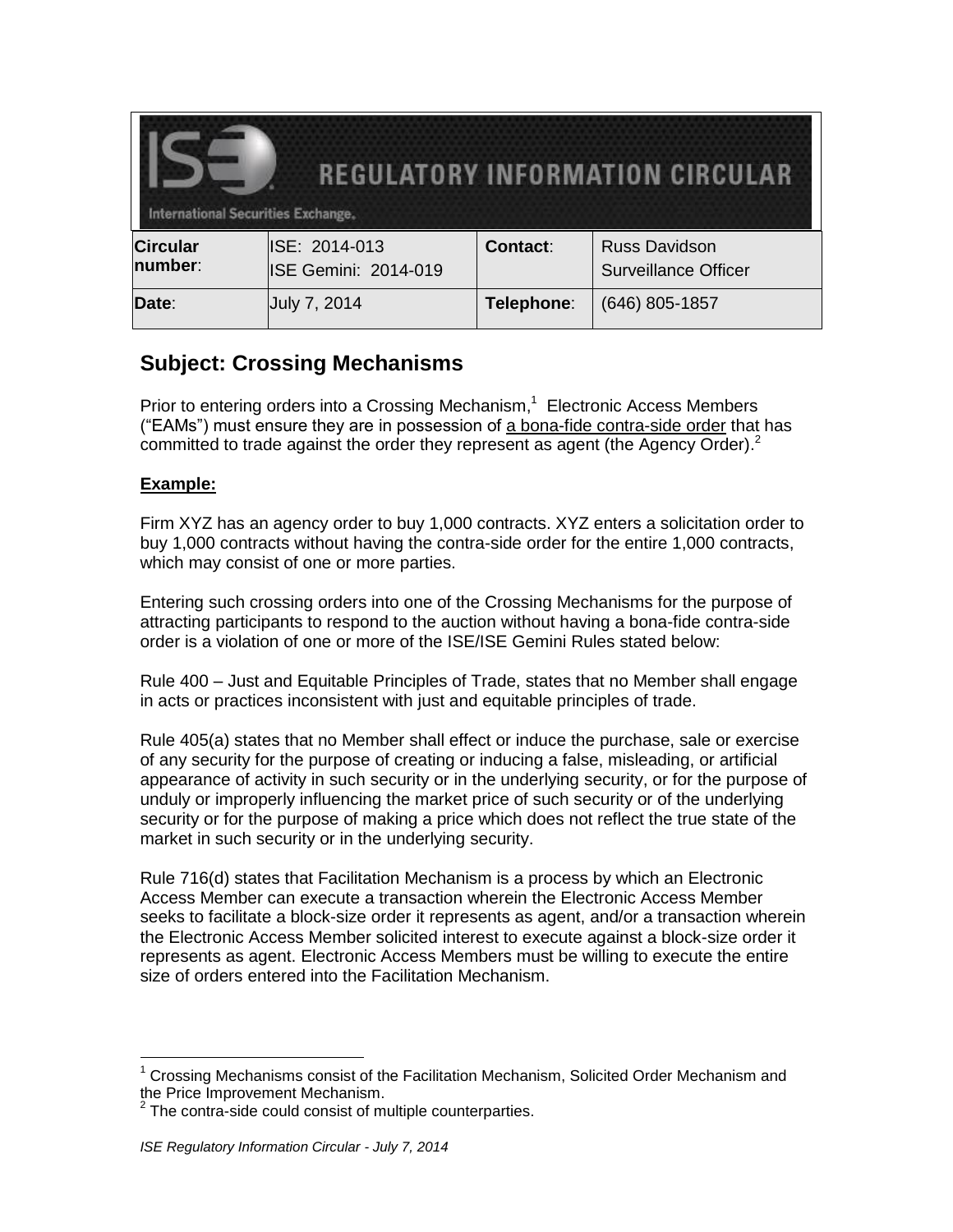# REGULATORY INFORMATION CIRCULAR

International Securities Exchange.

| **Circular number**: | ISE: 2014-013<br>ISE Gemini: 2014-019 | **Contact**: | Russ Davidson<br>Surveillance Officer |
|---|---|---|---|
| **Date**: | July 7, 2014 | **Telephone**: | (646) 805-1857 |

## Subject: Crossing Mechanisms

Prior to entering orders into a Crossing Mechanism,[1] Electronic Access Members ("EAMs") must ensure they are in possession of a bona-fide contra-side order that has committed to trade against the order they represent as agent (the Agency Order).[2]

**Example:**

Firm XYZ has an agency order to buy 1,000 contracts. XYZ enters a solicitation order to buy 1,000 contracts without having the contra-side order for the entire 1,000 contracts, which may consist of one or more parties.

Entering such crossing orders into one of the Crossing Mechanisms for the purpose of attracting participants to respond to the auction without having a bona-fide contra-side order is a violation of one or more of the ISE/ISE Gemini Rules stated below:

Rule 400 – Just and Equitable Principles of Trade, states that no Member shall engage in acts or practices inconsistent with just and equitable principles of trade.

Rule 405(a) states that no Member shall effect or induce the purchase, sale or exercise of any security for the purpose of creating or inducing a false, misleading, or artificial appearance of activity in such security or in the underlying security, or for the purpose of unduly or improperly influencing the market price of such security or of the underlying security or for the purpose of making a price which does not reflect the true state of the market in such security or in the underlying security.

Rule 716(d) states that Facilitation Mechanism is a process by which an Electronic Access Member can execute a transaction wherein the Electronic Access Member seeks to facilitate a block-size order it represents as agent, and/or a transaction wherein the Electronic Access Member solicited interest to execute against a block-size order it represents as agent. Electronic Access Members must be willing to execute the entire size of orders entered into the Facilitation Mechanism.

[1] Crossing Mechanisms consist of the Facilitation Mechanism, Solicited Order Mechanism and the Price Improvement Mechanism.

[2] The contra-side could consist of multiple counterparties.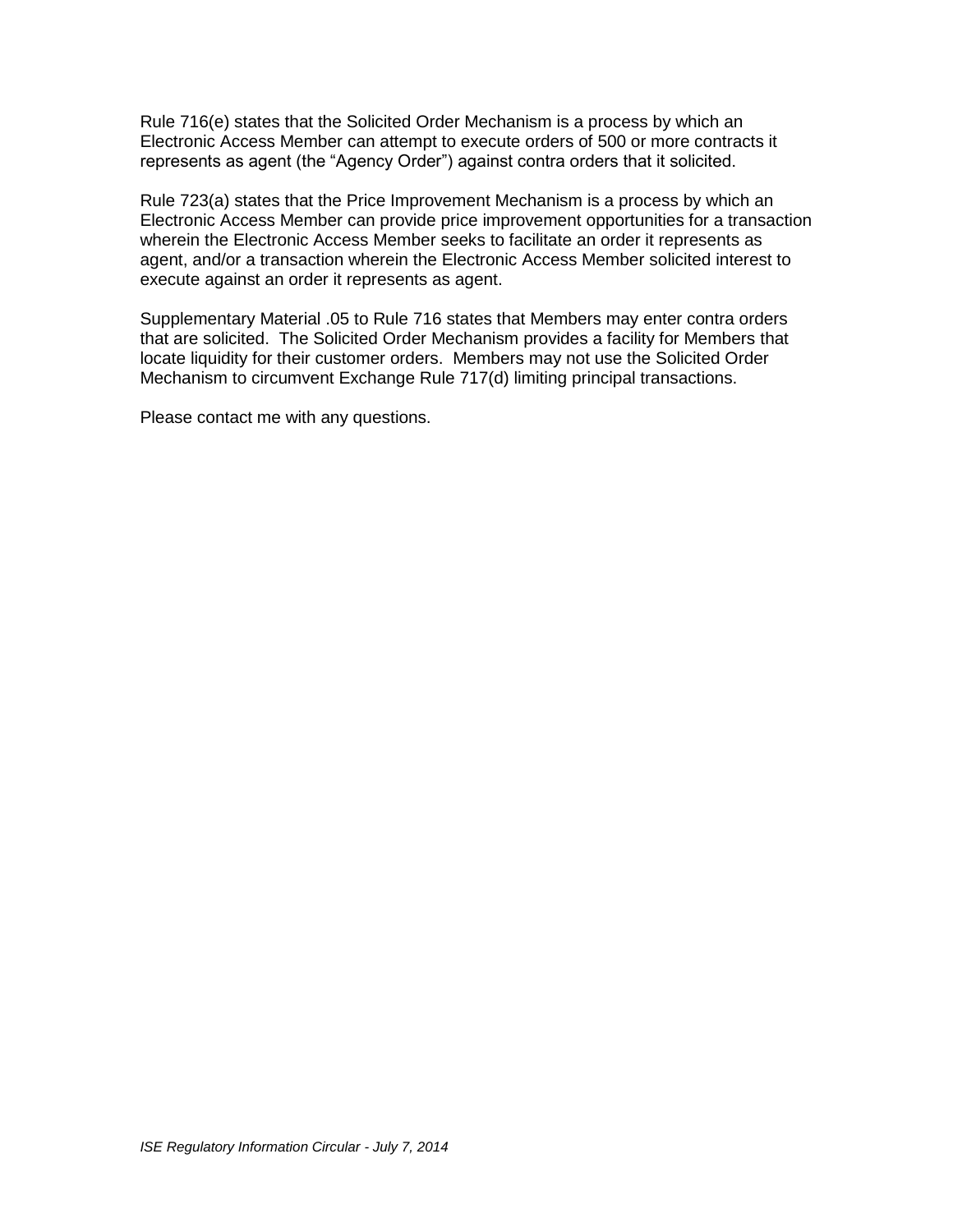Rule 716(e) states that the Solicited Order Mechanism is a process by which an Electronic Access Member can attempt to execute orders of 500 or more contracts it represents as agent (the "Agency Order") against contra orders that it solicited.

Rule 723(a) states that the Price Improvement Mechanism is a process by which an Electronic Access Member can provide price improvement opportunities for a transaction wherein the Electronic Access Member seeks to facilitate an order it represents as agent, and/or a transaction wherein the Electronic Access Member solicited interest to execute against an order it represents as agent.

Supplementary Material .05 to Rule 716 states that Members may enter contra orders that are solicited. The Solicited Order Mechanism provides a facility for Members that locate liquidity for their customer orders. Members may not use the Solicited Order Mechanism to circumvent Exchange Rule 717(d) limiting principal transactions.

Please contact me with any questions.